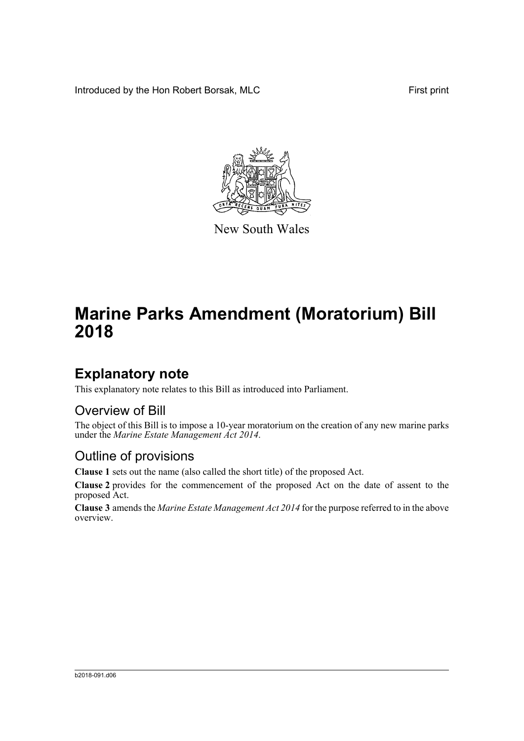Introduced by the Hon Robert Borsak, MLC

First print

New South Wales

# Marine Parks Amendment (Moratorium) Bill 2018

## Explanatory note

This explanatory note relates to this Bill as introduced into Parliament.

### Overview of Bill

The object of this Bill is to impose a 10-year moratorium on the creation of any new marine parks under the *Marine Estate Management Act 2014*.

### Outline of provisions

**Clause 1** sets out the name (also called the short title) of the proposed Act.

**Clause 2** provides for the commencement of the proposed Act on the date of assent to the proposed Act.

**Clause 3** amends the *Marine Estate Management Act 2014* for the purpose referred to in the above overview.

b2018-091.d06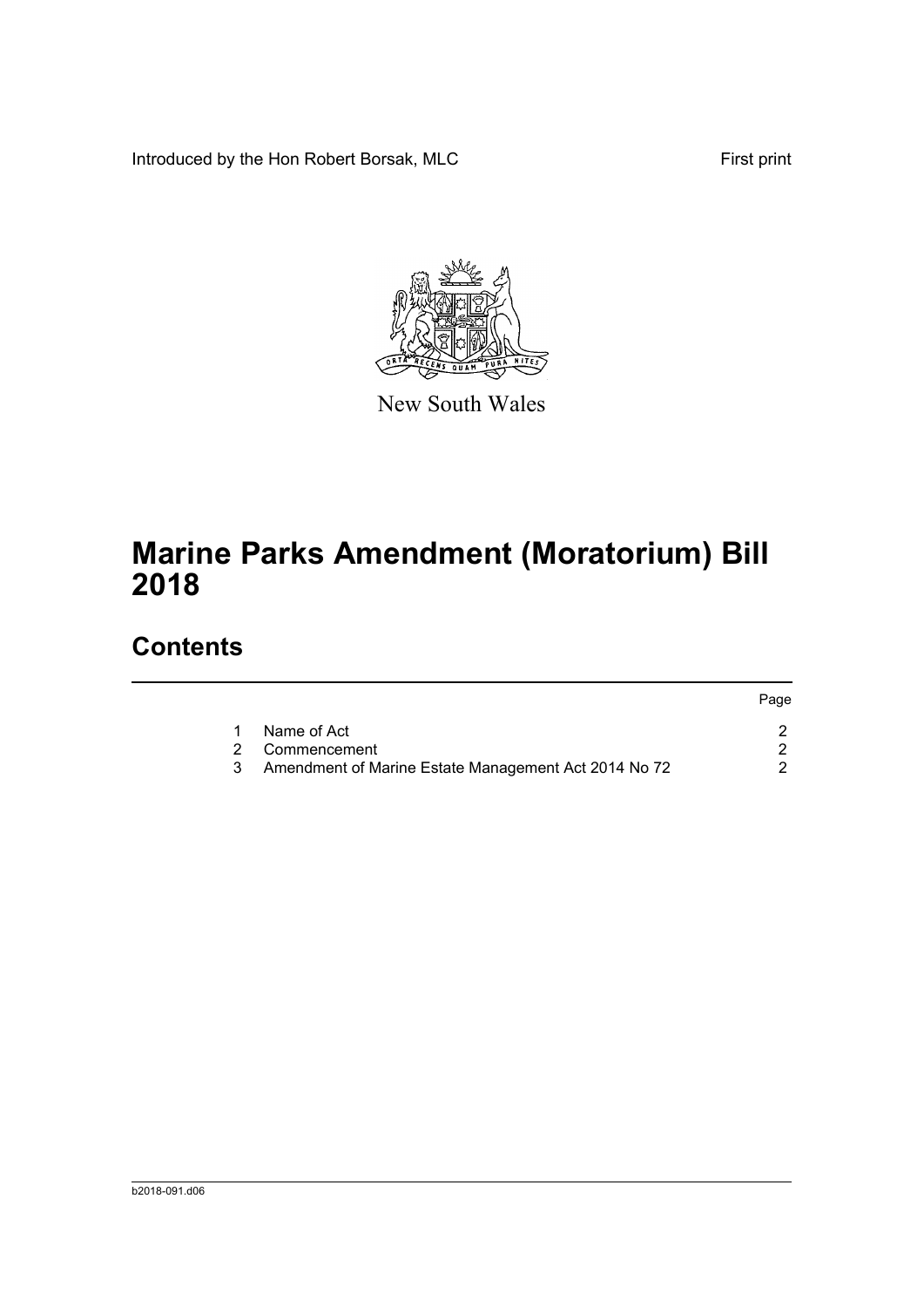Introduced by the Hon Robert Borsak, MLC

First print

New South Wales

# Marine Parks Amendment (Moratorium) Bill 2018

## Contents

| | | Page |
|---|---|---|
| 1 | Name of Act | 2 |
| 2 | Commencement | 2 |
| 3 | Amendment of Marine Estate Management Act 2014 No 72 | 2 |

b2018-091.d06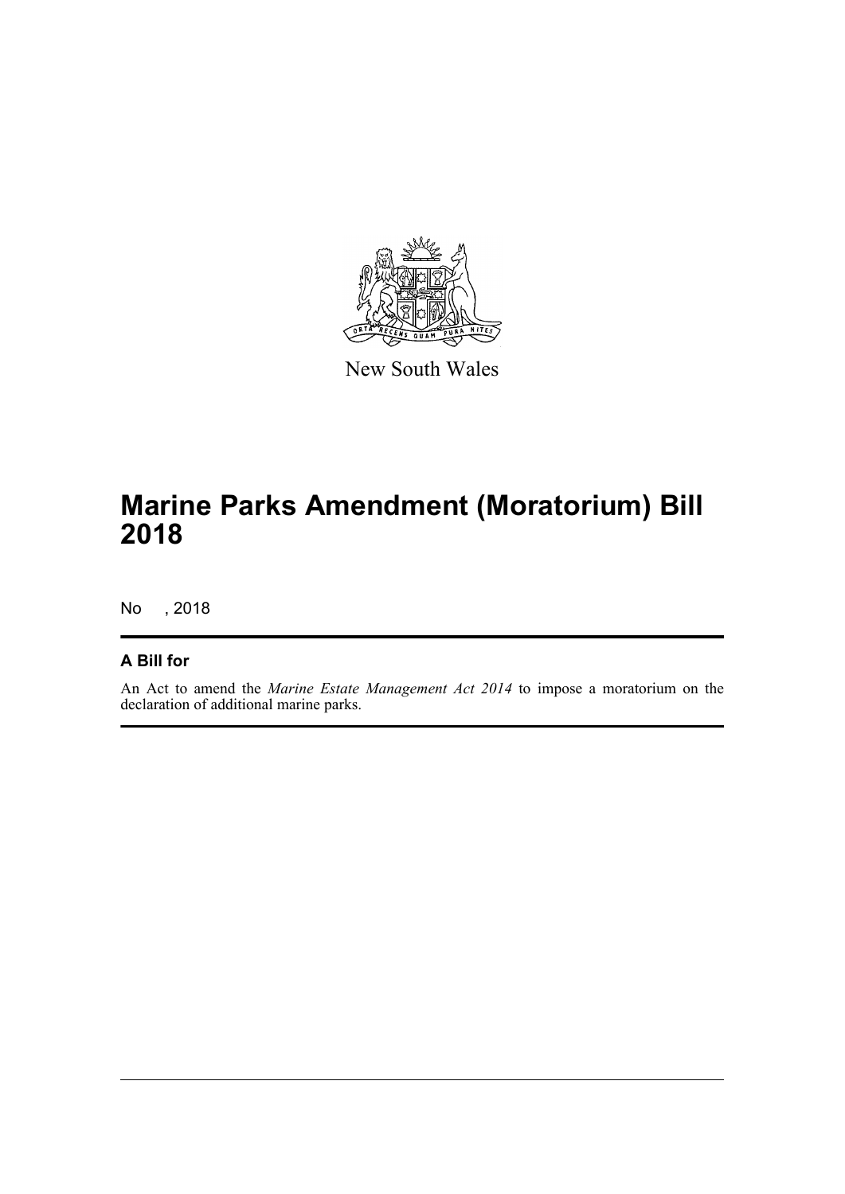New South Wales

# Marine Parks Amendment (Moratorium) Bill 2018

No , 2018

## A Bill for

An Act to amend the *Marine Estate Management Act 2014* to impose a moratorium on the declaration of additional marine parks.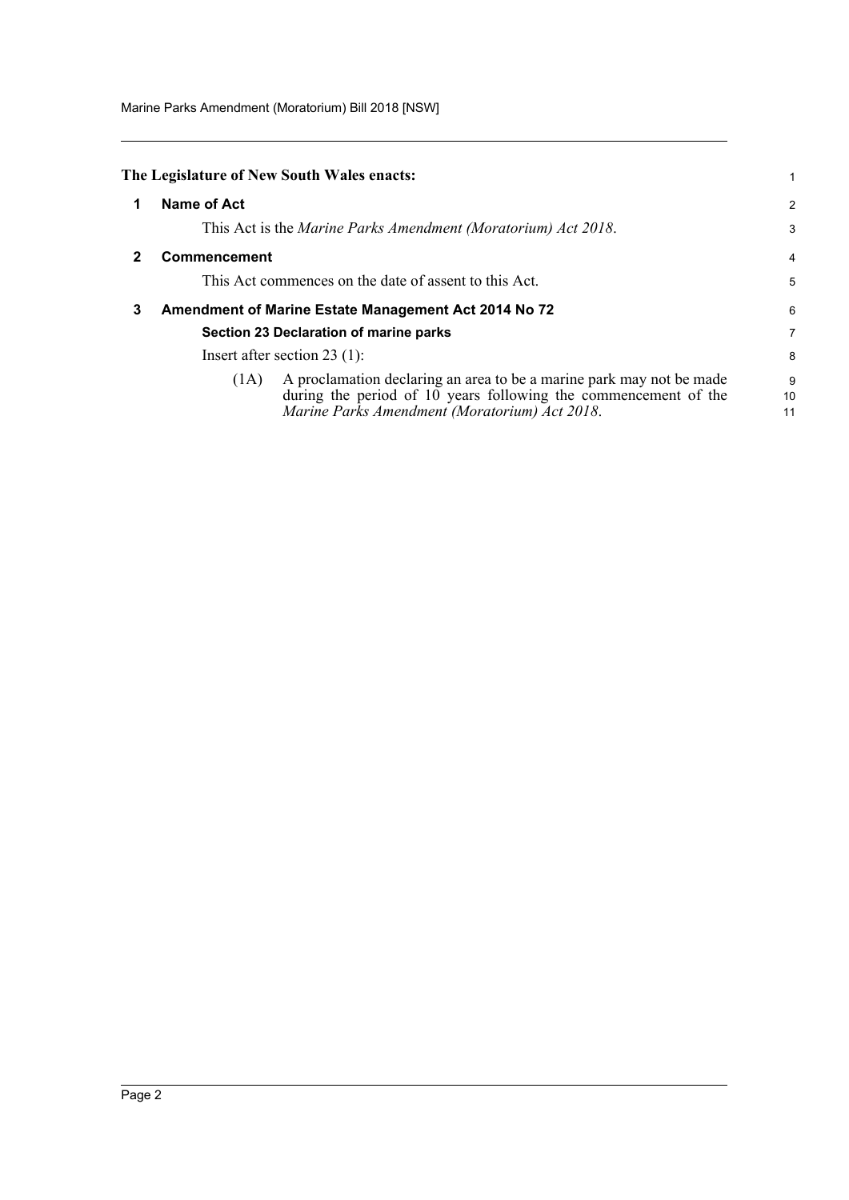**The Legislature of New South Wales enacts:**

## 1 Name of Act

This Act is the *Marine Parks Amendment (Moratorium) Act 2018*.

## 2 Commencement

This Act commences on the date of assent to this Act.

## 3 Amendment of Marine Estate Management Act 2014 No 72

### Section 23 Declaration of marine parks

Insert after section 23 (1):

> (1A) A proclamation declaring an area to be a marine park may not be made during the period of 10 years following the commencement of the *Marine Parks Amendment (Moratorium) Act 2018*.